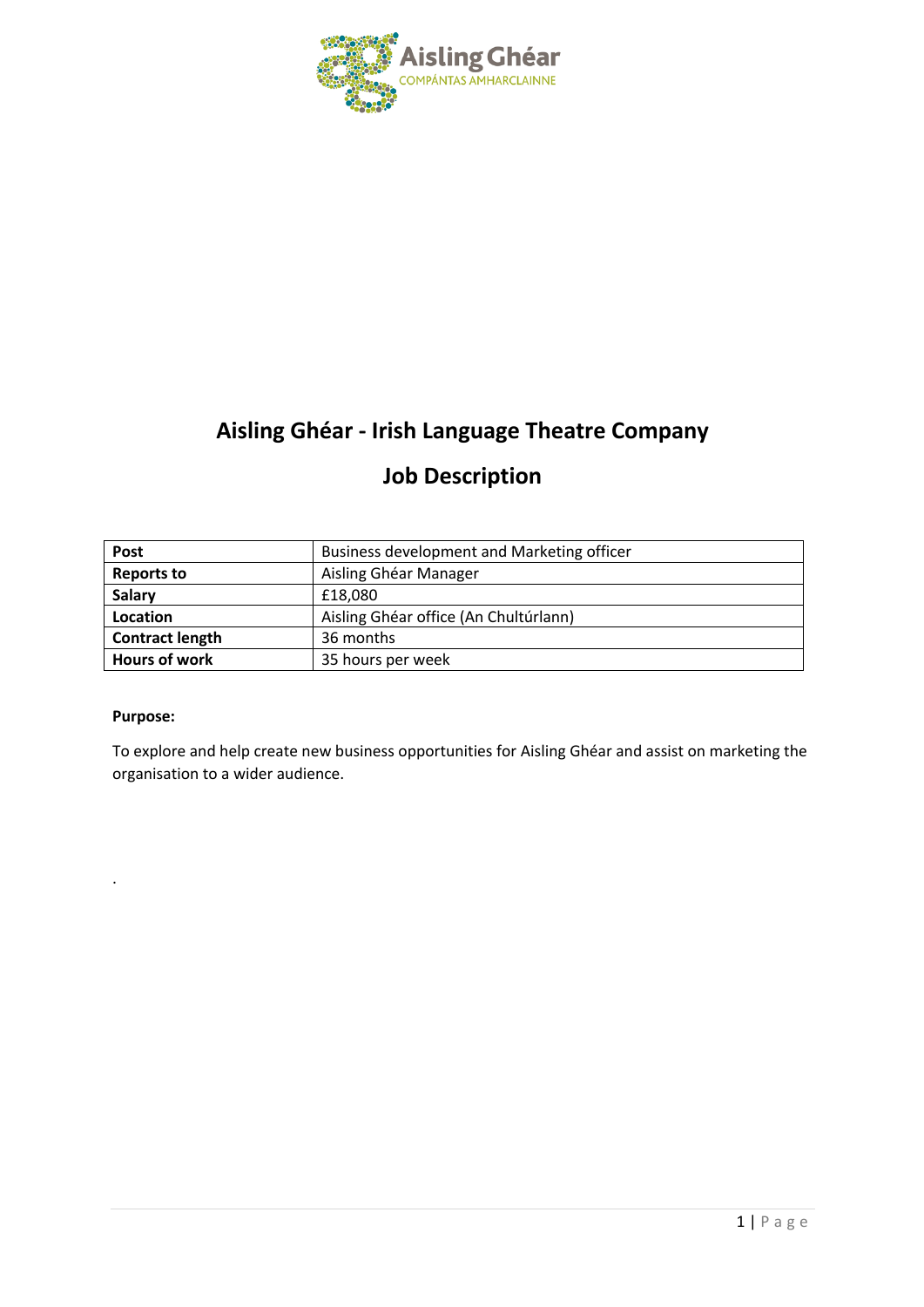# Aisling Ghéar - Irish Language Theatre Company

## Job Description

| Post | Business development and Marketing officer |
|---|---|
| **Reports to** | Aisling Ghéar Manager |
| **Salary** | £18,080 |
| **Location** | Aisling Ghéar office (An Chultúrlann) |
| **Contract length** | 36 months |
| **Hours of work** | 35 hours per week |

**Purpose:**

To explore and help create new business opportunities for Aisling Ghéar and assist on marketing the organisation to a wider audience.

.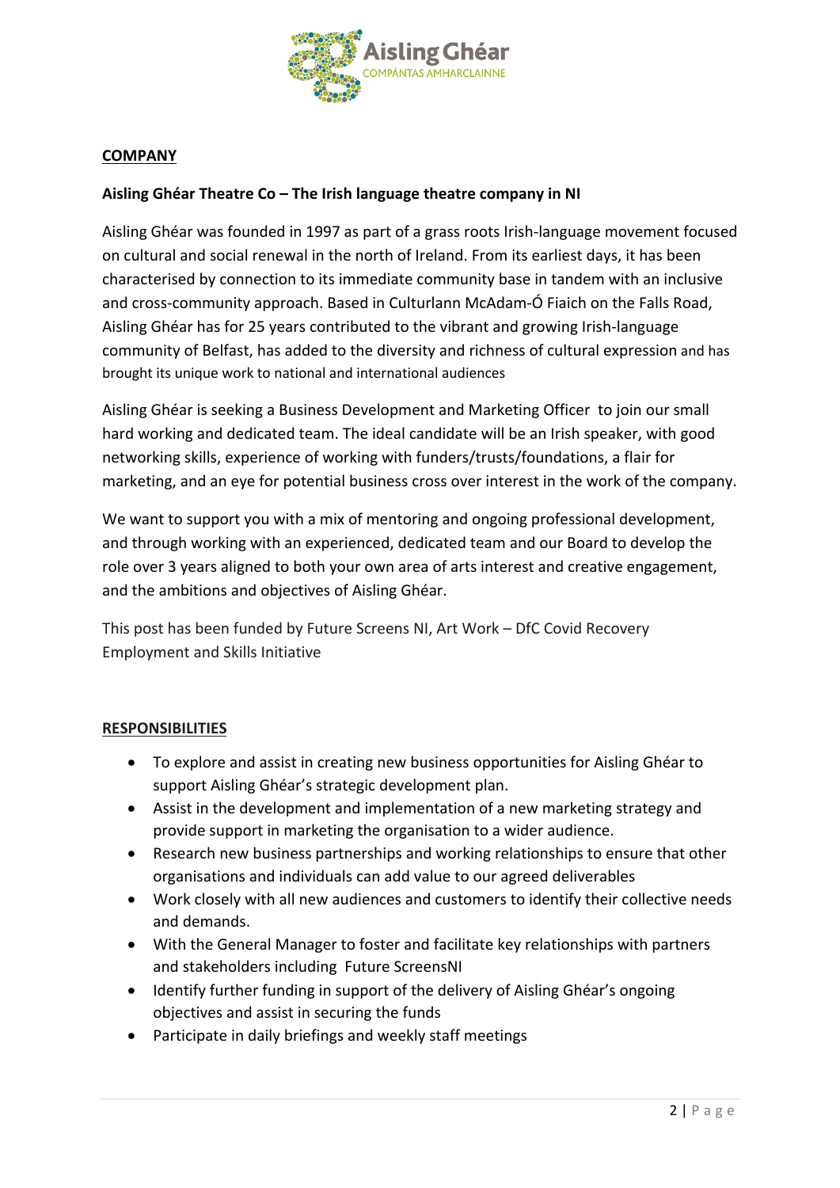**COMPANY**

**Aisling Ghéar Theatre Co – The Irish language theatre company in NI**

Aisling Ghéar was founded in 1997 as part of a grass roots Irish-language movement focused on cultural and social renewal in the north of Ireland. From its earliest days, it has been characterised by connection to its immediate community base in tandem with an inclusive and cross-community approach. Based in Culturlann McAdam-Ó Fiaich on the Falls Road, Aisling Ghéar has for 25 years contributed to the vibrant and growing Irish-language community of Belfast, has added to the diversity and richness of cultural expression and has brought its unique work to national and international audiences

Aisling Ghéar is seeking a Business Development and Marketing Officer to join our small hard working and dedicated team. The ideal candidate will be an Irish speaker, with good networking skills, experience of working with funders/trusts/foundations, a flair for marketing, and an eye for potential business cross over interest in the work of the company.

We want to support you with a mix of mentoring and ongoing professional development, and through working with an experienced, dedicated team and our Board to develop the role over 3 years aligned to both your own area of arts interest and creative engagement, and the ambitions and objectives of Aisling Ghéar.

This post has been funded by Future Screens NI, Art Work – DfC Covid Recovery Employment and Skills Initiative

**RESPONSIBILITIES**

- To explore and assist in creating new business opportunities for Aisling Ghéar to support Aisling Ghéar's strategic development plan.
- Assist in the development and implementation of a new marketing strategy and provide support in marketing the organisation to a wider audience.
- Research new business partnerships and working relationships to ensure that other organisations and individuals can add value to our agreed deliverables
- Work closely with all new audiences and customers to identify their collective needs and demands.
- With the General Manager to foster and facilitate key relationships with partners and stakeholders including Future ScreensNI
- Identify further funding in support of the delivery of Aisling Ghéar's ongoing objectives and assist in securing the funds
- Participate in daily briefings and weekly staff meetings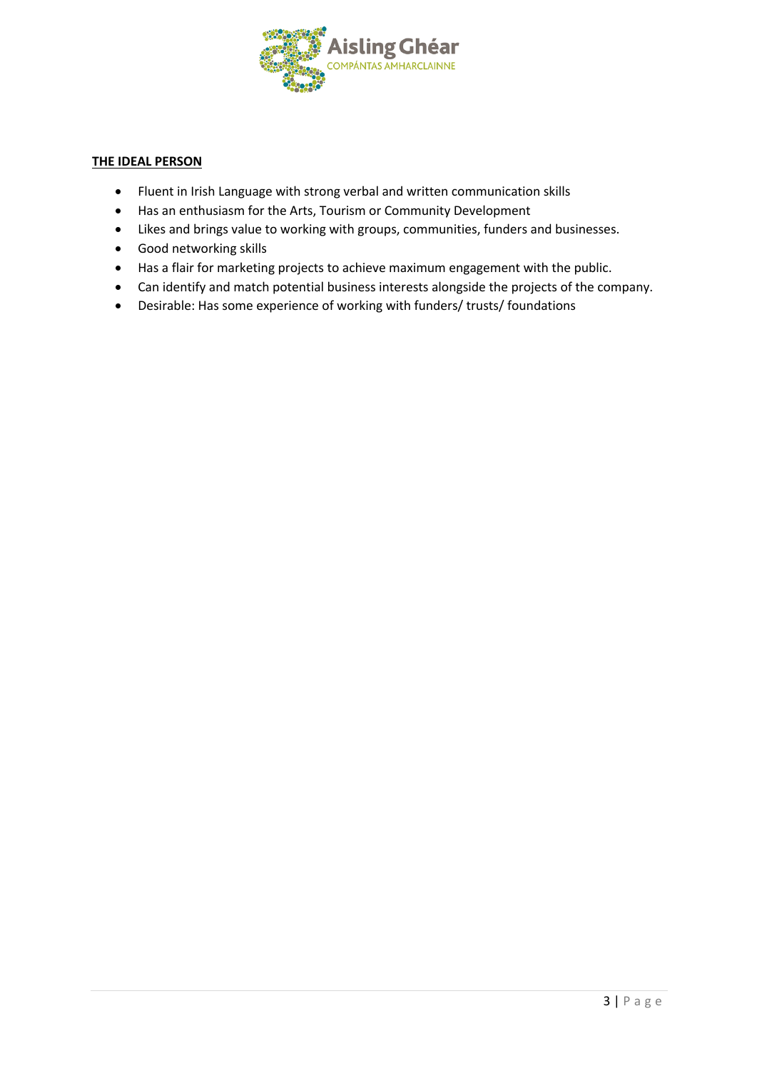**THE IDEAL PERSON**

- Fluent in Irish Language with strong verbal and written communication skills
- Has an enthusiasm for the Arts, Tourism or Community Development
- Likes and brings value to working with groups, communities, funders and businesses.
- Good networking skills
- Has a flair for marketing projects to achieve maximum engagement with the public.
- Can identify and match potential business interests alongside the projects of the company.
- Desirable: Has some experience of working with funders/ trusts/ foundations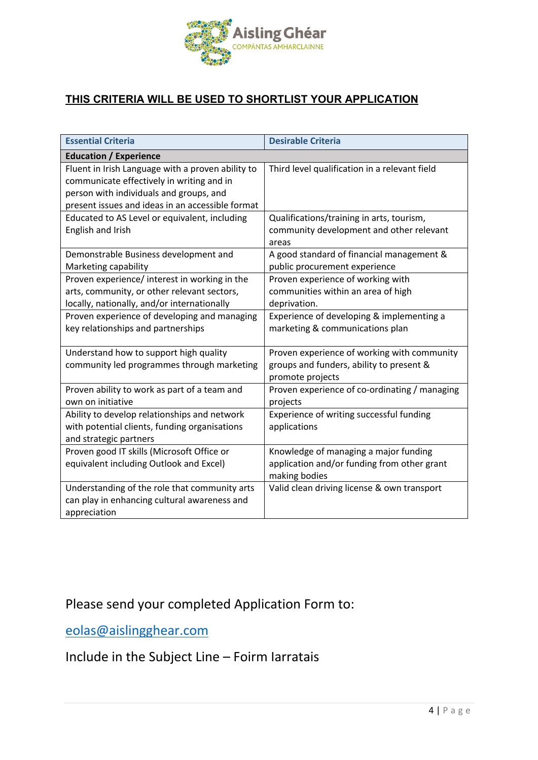Aisling Ghéar
COMPÁNTAS AMHARCLAINNE

## THIS CRITERIA WILL BE USED TO SHORTLIST YOUR APPLICATION

| Essential Criteria | Desirable Criteria |
|---|---|
| **Education / Experience** | |
| Fluent in Irish Language with a proven ability to communicate effectively in writing and in person with individuals and groups, and present issues and ideas in an accessible format | Third level qualification in a relevant field |
| Educated to AS Level or equivalent, including English and Irish | Qualifications/training in arts, tourism, community development and other relevant areas |
| Demonstrable Business development and Marketing capability | A good standard of financial management & public procurement experience |
| Proven experience/ interest in working in the arts, community, or other relevant sectors, locally, nationally, and/or internationally | Proven experience of working with communities within an area of high deprivation. |
| Proven experience of developing and managing key relationships and partnerships | Experience of developing & implementing a marketing & communications plan |
| Understand how to support high quality community led programmes through marketing | Proven experience of working with community groups and funders, ability to present & promote projects |
| Proven ability to work as part of a team and own on initiative | Proven experience of co-ordinating / managing projects |
| Ability to develop relationships and network with potential clients, funding organisations and strategic partners | Experience of writing successful funding applications |
| Proven good IT skills (Microsoft Office or equivalent including Outlook and Excel) | Knowledge of managing a major funding application and/or funding from other grant making bodies |
| Understanding of the role that community arts can play in enhancing cultural awareness and appreciation | Valid clean driving license & own transport |

Please send your completed Application Form to:

eolas@aislingghear.com

Include in the Subject Line – Foirm Iarratais